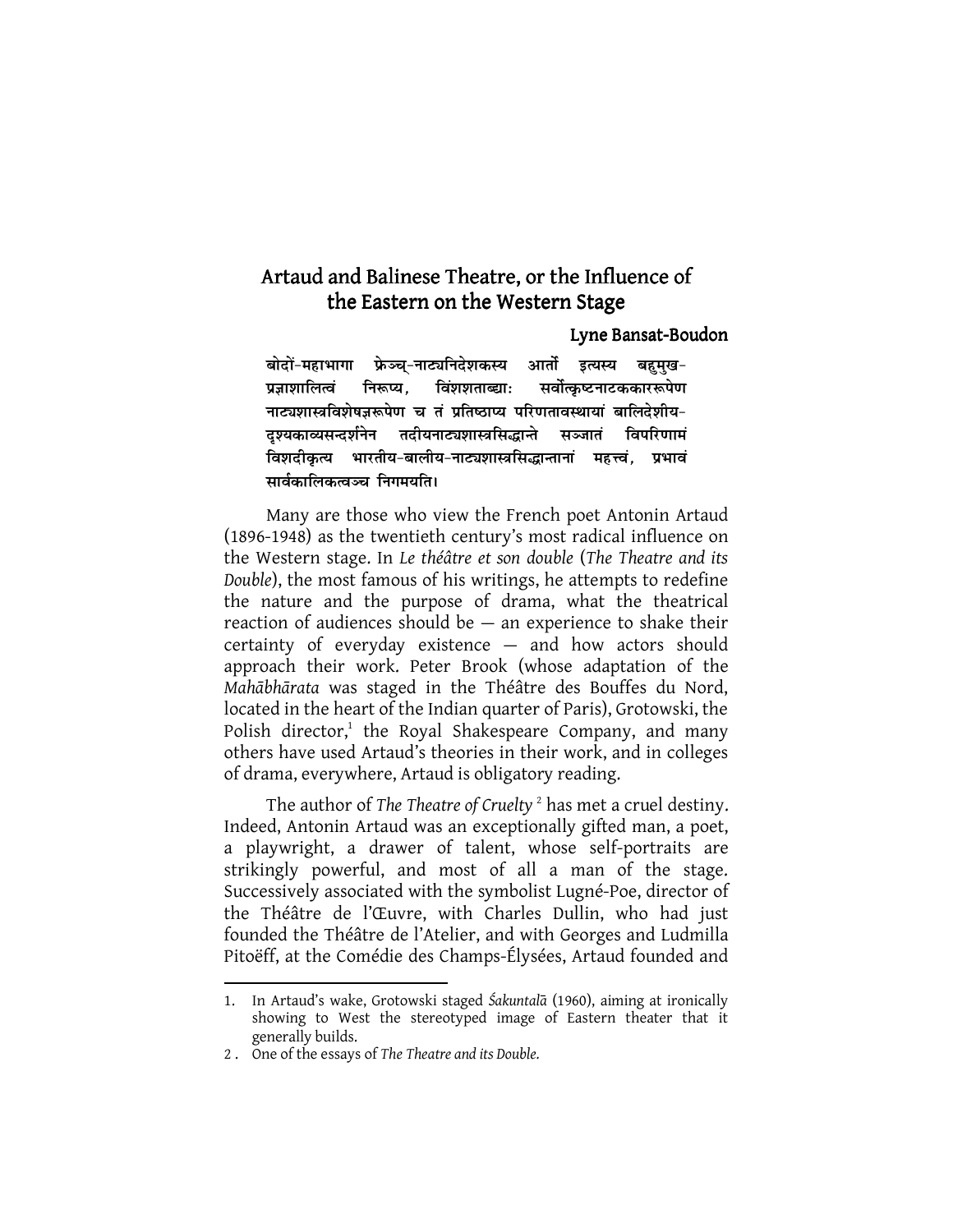# Artaud and Balinese Theatre, or the Influence of the Eastern on the Western Stage

**Lyne Bansat-Boudon**

**बोदों-महाभागा फ्रेञ्च्-नाट्यनिदेशकस्य आर्तो इत्यस्य बहुमुख-प्रज्ञाशालित्वं निरूप्य, विंशशताब्द्याः सर्वोत्कृष्टनाटककाररूपेण नाट्यशास्त्रविशेषज्ञरूपेण च तं प्रतिष्ठाप्य परिणतावस्थायां बालिदेशीय-दृश्यकाव्यसन्दर्शनेन तदीयनाट्यशास्त्रसिद्धान्ते सञ्जातं विपरिणामं विशदीकृत्य भारतीय-बालीय-नाट्यशास्त्रसिद्धान्तानां महत्त्वं, प्रभावं सार्वकालिकत्वञ्च निगमयति।**

Many are those who view the French poet Antonin Artaud (1896-1948) as the twentieth century's most radical influence on the Western stage. In *Le théâtre et son double* (*The Theatre and its Double*), the most famous of his writings, he attempts to redefine the nature and the purpose of drama, what the theatrical reaction of audiences should be — an experience to shake their certainty of everyday existence — and how actors should approach their work. Peter Brook (whose adaptation of the *Mahābhārata* was staged in the Théâtre des Bouffes du Nord, located in the heart of the Indian quarter of Paris), Grotowski, the Polish director,[1] the Royal Shakespeare Company, and many others have used Artaud's theories in their work, and in colleges of drama, everywhere, Artaud is obligatory reading.

The author of *The Theatre of Cruelty*[2] has met a cruel destiny. Indeed, Antonin Artaud was an exceptionally gifted man, a poet, a playwright, a drawer of talent, whose self-portraits are strikingly powerful, and most of all a man of the stage. Successively associated with the symbolist Lugné-Poe, director of the Théâtre de l'Œuvre, with Charles Dullin, who had just founded the Théâtre de l'Atelier, and with Georges and Ludmilla Pitoëff, at the Comédie des Champs-Élysées, Artaud founded and

---

1. In Artaud's wake, Grotowski staged *Śakuntalā* (1960), aiming at ironically showing to West the stereotyped image of Eastern theater that it generally builds.
2. One of the essays of *The Theatre and its Double.*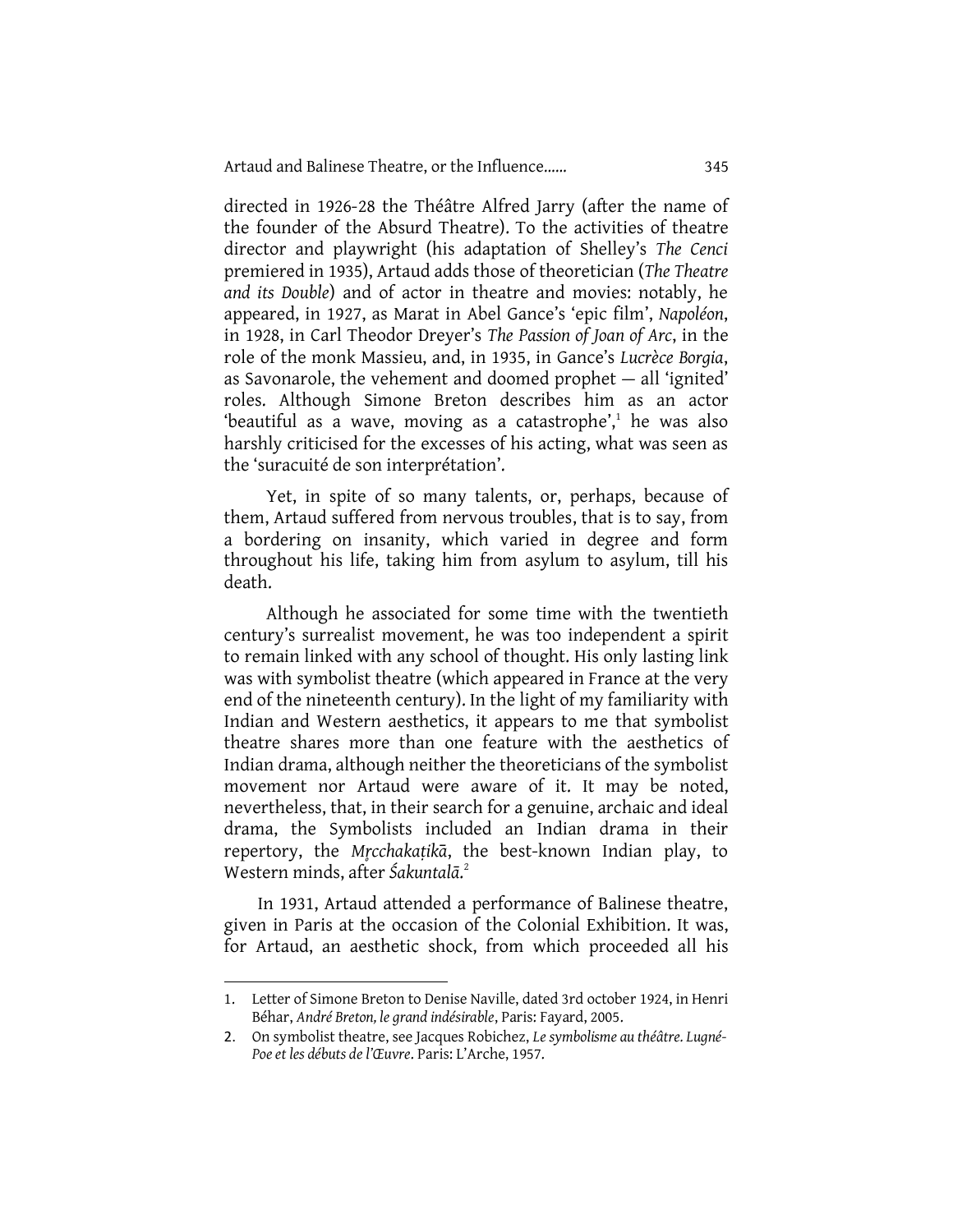directed in 1926-28 the Théâtre Alfred Jarry (after the name of the founder of the Absurd Theatre). To the activities of theatre director and playwright (his adaptation of Shelley's *The Cenci* premiered in 1935), Artaud adds those of theoretician (*The Theatre and its Double*) and of actor in theatre and movies: notably, he appeared, in 1927, as Marat in Abel Gance's 'epic film', *Napoléon*, in 1928, in Carl Theodor Dreyer's *The Passion of Joan of Arc*, in the role of the monk Massieu, and, in 1935, in Gance's *Lucrèce Borgia*, as Savonarole, the vehement and doomed prophet — all 'ignited' roles. Although Simone Breton describes him as an actor 'beautiful as a wave, moving as a catastrophe',[1] he was also harshly criticised for the excesses of his acting, what was seen as the 'suracuité de son interprétation'.

Yet, in spite of so many talents, or, perhaps, because of them, Artaud suffered from nervous troubles, that is to say, from a bordering on insanity, which varied in degree and form throughout his life, taking him from asylum to asylum, till his death.

Although he associated for some time with the twentieth century's surrealist movement, he was too independent a spirit to remain linked with any school of thought. His only lasting link was with symbolist theatre (which appeared in France at the very end of the nineteenth century). In the light of my familiarity with Indian and Western aesthetics, it appears to me that symbolist theatre shares more than one feature with the aesthetics of Indian drama, although neither the theoreticians of the symbolist movement nor Artaud were aware of it. It may be noted, nevertheless, that, in their search for a genuine, archaic and ideal drama, the Symbolists included an Indian drama in their repertory, the *Mṛcchakaṭikā*, the best-known Indian play, to Western minds, after *Śakuntalā*.[2]

In 1931, Artaud attended a performance of Balinese theatre, given in Paris at the occasion of the Colonial Exhibition. It was, for Artaud, an aesthetic shock, from which proceeded all his

---

1. Letter of Simone Breton to Denise Naville, dated 3rd october 1924, in Henri Béhar, *André Breton, le grand indésirable*, Paris: Fayard, 2005.
2. On symbolist theatre, see Jacques Robichez, *Le symbolisme au théâtre. Lugné-Poe et les débuts de l'Œuvre*. Paris: L'Arche, 1957.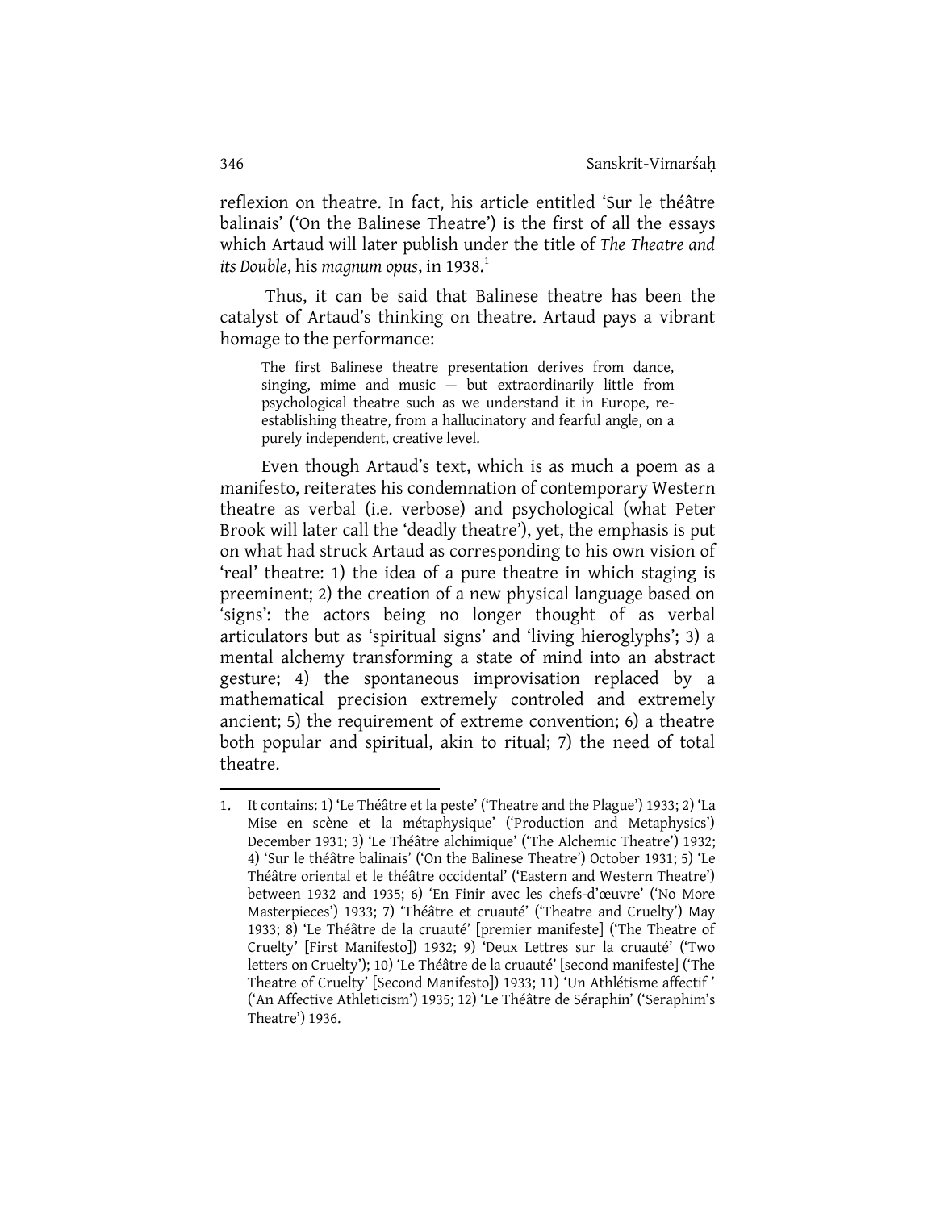reflexion on theatre. In fact, his article entitled 'Sur le théâtre balinais' ('On the Balinese Theatre') is the first of all the essays which Artaud will later publish under the title of *The Theatre and its Double*, his *magnum opus*, in 1938.[1]

Thus, it can be said that Balinese theatre has been the catalyst of Artaud's thinking on theatre. Artaud pays a vibrant homage to the performance:

> The first Balinese theatre presentation derives from dance, singing, mime and music — but extraordinarily little from psychological theatre such as we understand it in Europe, re-establishing theatre, from a hallucinatory and fearful angle, on a purely independent, creative level.

Even though Artaud's text, which is as much a poem as a manifesto, reiterates his condemnation of contemporary Western theatre as verbal (i.e. verbose) and psychological (what Peter Brook will later call the 'deadly theatre'), yet, the emphasis is put on what had struck Artaud as corresponding to his own vision of 'real' theatre: 1) the idea of a pure theatre in which staging is preeminent; 2) the creation of a new physical language based on 'signs': the actors being no longer thought of as verbal articulators but as 'spiritual signs' and 'living hieroglyphs'; 3) a mental alchemy transforming a state of mind into an abstract gesture; 4) the spontaneous improvisation replaced by a mathematical precision extremely controled and extremely ancient; 5) the requirement of extreme convention; 6) a theatre both popular and spiritual, akin to ritual; 7) the need of total theatre.

---

1. It contains: 1) 'Le Théâtre et la peste' ('Theatre and the Plague') 1933; 2) 'La Mise en scène et la métaphysique' ('Production and Metaphysics') December 1931; 3) 'Le Théâtre alchimique' ('The Alchemic Theatre') 1932; 4) 'Sur le théâtre balinais' ('On the Balinese Theatre') October 1931; 5) 'Le Théâtre oriental et le théâtre occidental' ('Eastern and Western Theatre') between 1932 and 1935; 6) 'En Finir avec les chefs-d'œuvre' ('No More Masterpieces') 1933; 7) 'Théâtre et cruauté' ('Theatre and Cruelty') May 1933; 8) 'Le Théâtre de la cruauté' [premier manifeste] ('The Theatre of Cruelty' [First Manifesto]) 1932; 9) 'Deux Lettres sur la cruauté' ('Two letters on Cruelty'); 10) 'Le Théâtre de la cruauté' [second manifeste] ('The Theatre of Cruelty' [Second Manifesto]) 1933; 11) 'Un Athlétisme affectif ' ('An Affective Athleticism') 1935; 12) 'Le Théâtre de Séraphin' ('Seraphim's Theatre') 1936.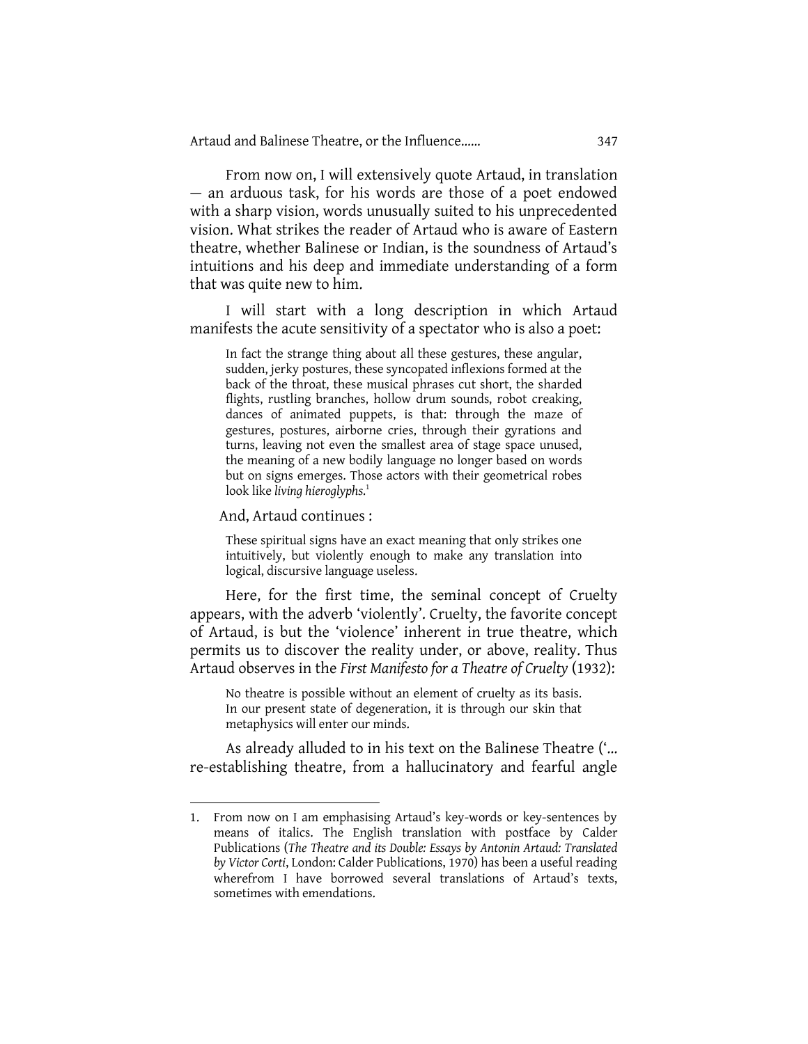From now on, I will extensively quote Artaud, in translation — an arduous task, for his words are those of a poet endowed with a sharp vision, words unusually suited to his unprecedented vision. What strikes the reader of Artaud who is aware of Eastern theatre, whether Balinese or Indian, is the soundness of Artaud's intuitions and his deep and immediate understanding of a form that was quite new to him.

I will start with a long description in which Artaud manifests the acute sensitivity of a spectator who is also a poet:

> In fact the strange thing about all these gestures, these angular, sudden, jerky postures, these syncopated inflexions formed at the back of the throat, these musical phrases cut short, the sharded flights, rustling branches, hollow drum sounds, robot creaking, dances of animated puppets, is that: through the maze of gestures, postures, airborne cries, through their gyrations and turns, leaving not even the smallest area of stage space unused, the meaning of a new bodily language no longer based on words but on signs emerges. Those actors with their geometrical robes look like *living hieroglyphs*.[1]

And, Artaud continues :

> These spiritual signs have an exact meaning that only strikes one intuitively, but violently enough to make any translation into logical, discursive language useless.

Here, for the first time, the seminal concept of Cruelty appears, with the adverb 'violently'. Cruelty, the favorite concept of Artaud, is but the 'violence' inherent in true theatre, which permits us to discover the reality under, or above, reality. Thus Artaud observes in the *First Manifesto for a Theatre of Cruelty* (1932):

> No theatre is possible without an element of cruelty as its basis. In our present state of degeneration, it is through our skin that metaphysics will enter our minds.

As already alluded to in his text on the Balinese Theatre ('... re-establishing theatre, from a hallucinatory and fearful angle

---

1. From now on I am emphasising Artaud's key-words or key-sentences by means of italics. The English translation with postface by Calder Publications (*The Theatre and its Double: Essays by Antonin Artaud: Translated by Victor Corti*, London: Calder Publications, 1970) has been a useful reading wherefrom I have borrowed several translations of Artaud's texts, sometimes with emendations.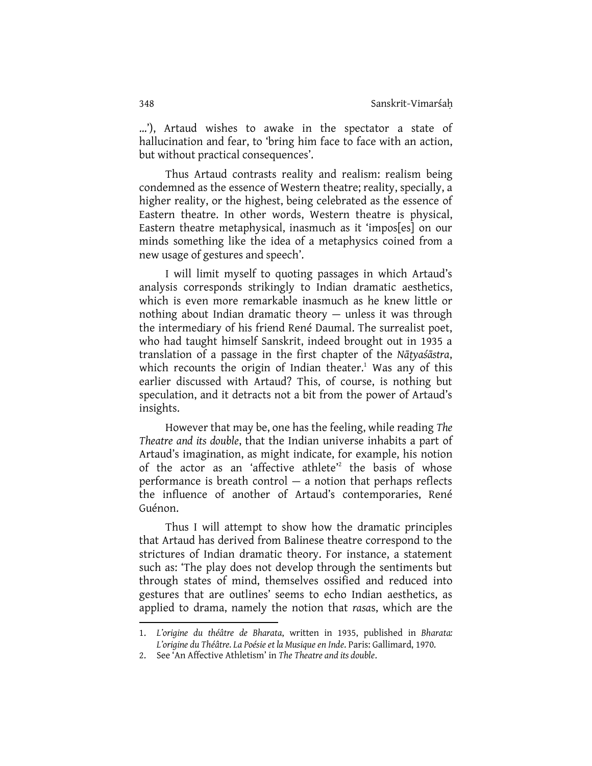...'), Artaud wishes to awake in the spectator a state of hallucination and fear, to 'bring him face to face with an action, but without practical consequences'.

Thus Artaud contrasts reality and realism: realism being condemned as the essence of Western theatre; reality, specially, a higher reality, or the highest, being celebrated as the essence of Eastern theatre. In other words, Western theatre is physical, Eastern theatre metaphysical, inasmuch as it 'impos[es] on our minds something like the idea of a metaphysics coined from a new usage of gestures and speech'.

I will limit myself to quoting passages in which Artaud's analysis corresponds strikingly to Indian dramatic aesthetics, which is even more remarkable inasmuch as he knew little or nothing about Indian dramatic theory — unless it was through the intermediary of his friend René Daumal. The surrealist poet, who had taught himself Sanskrit, indeed brought out in 1935 a translation of a passage in the first chapter of the *Nāṭyaśāstra*, which recounts the origin of Indian theater.[1] Was any of this earlier discussed with Artaud? This, of course, is nothing but speculation, and it detracts not a bit from the power of Artaud's insights.

However that may be, one has the feeling, while reading *The Theatre and its double*, that the Indian universe inhabits a part of Artaud's imagination, as might indicate, for example, his notion of the actor as an 'affective athlete'[2] the basis of whose performance is breath control — a notion that perhaps reflects the influence of another of Artaud's contemporaries, René Guénon.

Thus I will attempt to show how the dramatic principles that Artaud has derived from Balinese theatre correspond to the strictures of Indian dramatic theory. For instance, a statement such as: 'The play does not develop through the sentiments but through states of mind, themselves ossified and reduced into gestures that are outlines' seems to echo Indian aesthetics, as applied to drama, namely the notion that *rasa*s, which are the

---

1. *L'origine du théâtre de Bharata*, written in 1935, published in *Bharata: L'origine du Théâtre. La Poésie et la Musique en Inde*. Paris: Gallimard, 1970.
2. See 'An Affective Athletism' in *The Theatre and its double*.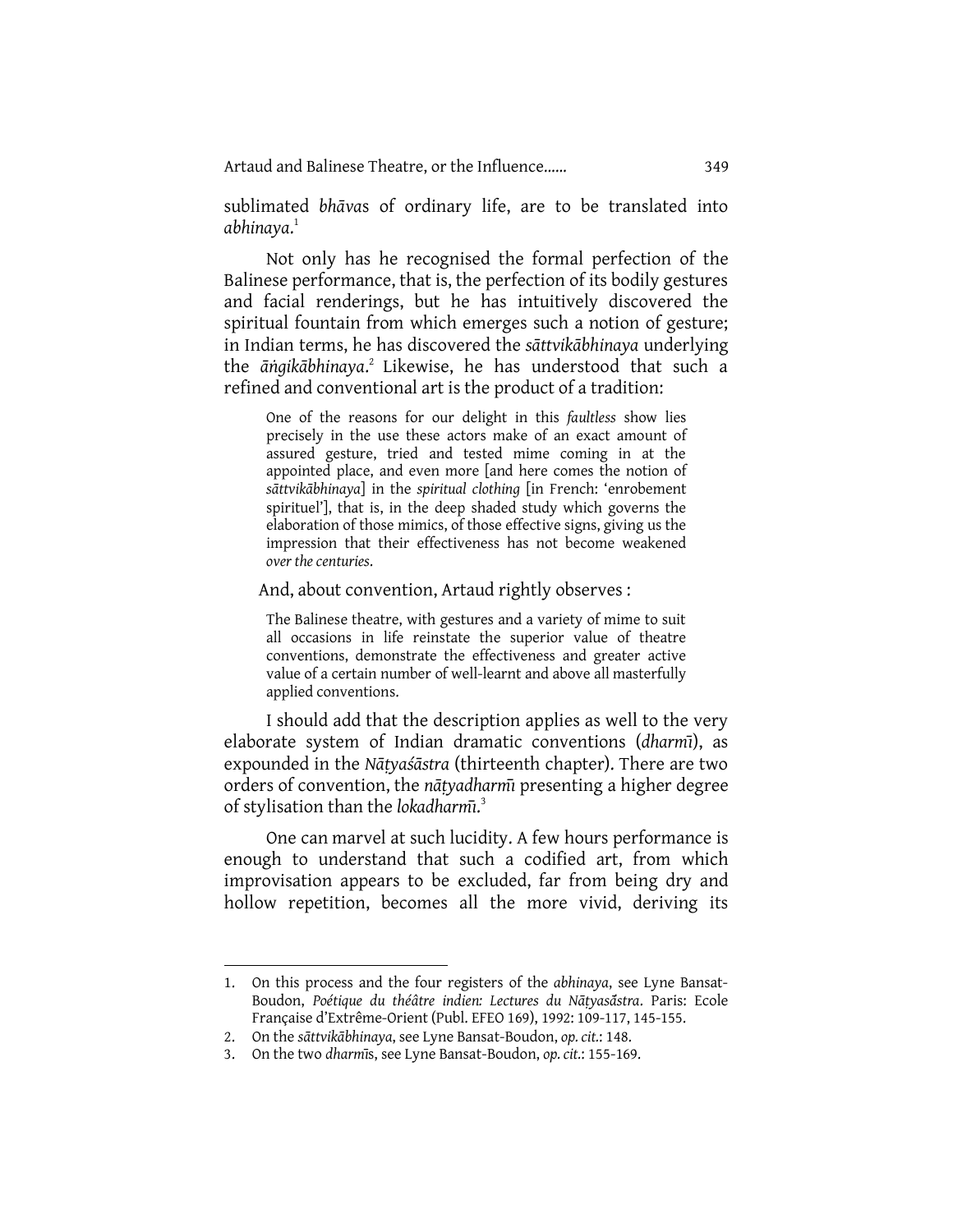sublimated *bhāva*s of ordinary life, are to be translated into *abhinaya*.[1]

Not only has he recognised the formal perfection of the Balinese performance, that is, the perfection of its bodily gestures and facial renderings, but he has intuitively discovered the spiritual fountain from which emerges such a notion of gesture; in Indian terms, he has discovered the *sāttvikābhinaya* underlying the *āṅgikābhinaya*.[2] Likewise, he has understood that such a refined and conventional art is the product of a tradition:

> One of the reasons for our delight in this *faultless* show lies precisely in the use these actors make of an exact amount of assured gesture, tried and tested mime coming in at the appointed place, and even more [and here comes the notion of *sāttvikābhinaya*] in the *spiritual clothing* [in French: 'enrobement spirituel'], that is, in the deep shaded study which governs the elaboration of those mimics, of those effective signs, giving us the impression that their effectiveness has not become weakened *over the centuries*.

And, about convention, Artaud rightly observes :

> The Balinese theatre, with gestures and a variety of mime to suit all occasions in life reinstate the superior value of theatre conventions, demonstrate the effectiveness and greater active value of a certain number of well-learnt and above all masterfully applied conventions.

I should add that the description applies as well to the very elaborate system of Indian dramatic conventions (*dharmī*), as expounded in the *Nāṭyaśāstra* (thirteenth chapter). There are two orders of convention, the *nāṭyadharmī* presenting a higher degree of stylisation than the *lokadharmī*.[3]

One can marvel at such lucidity. A few hours performance is enough to understand that such a codified art, from which improvisation appears to be excluded, far from being dry and hollow repetition, becomes all the more vivid, deriving its

---

1. On this process and the four registers of the *abhinaya*, see Lyne Bansat-Boudon, *Poétique du théâtre indien: Lectures du Nāṭyasǻstra*. Paris: Ecole Française d'Extrême-Orient (Publ. EFEO 169), 1992: 109-117, 145-155.
2. On the *sāttvikābhinaya*, see Lyne Bansat-Boudon, *op. cit.*: 148.
3. On the two *dharmī*s, see Lyne Bansat-Boudon, *op. cit.*: 155-169.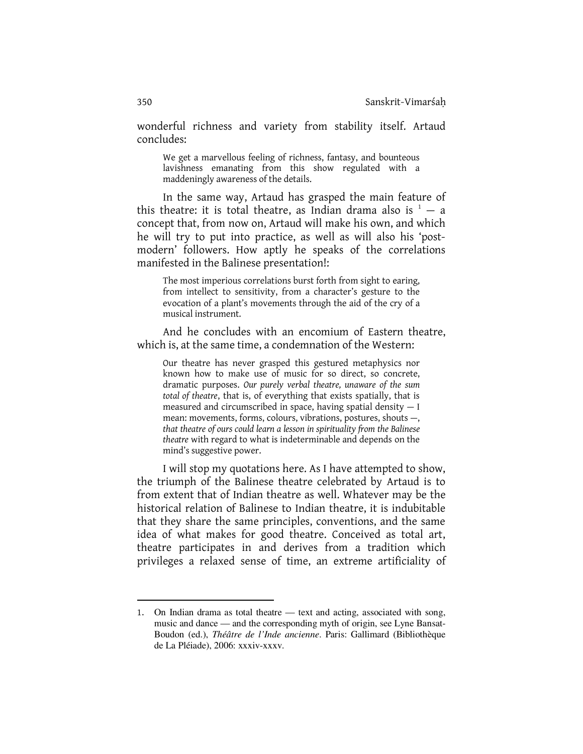wonderful richness and variety from stability itself. Artaud concludes:

> We get a marvellous feeling of richness, fantasy, and bounteous lavishness emanating from this show regulated with a maddeningly awareness of the details.

In the same way, Artaud has grasped the main feature of this theatre: it is total theatre, as Indian drama also is [1] — a concept that, from now on, Artaud will make his own, and which he will try to put into practice, as well as will also his 'post-modern' followers. How aptly he speaks of the correlations manifested in the Balinese presentation!:

> The most imperious correlations burst forth from sight to earing, from intellect to sensitivity, from a character's gesture to the evocation of a plant's movements through the aid of the cry of a musical instrument.

And he concludes with an encomium of Eastern theatre, which is, at the same time, a condemnation of the Western:

> Our theatre has never grasped this gestured metaphysics nor known how to make use of music for so direct, so concrete, dramatic purposes. *Our purely verbal theatre, unaware of the sum total of theatre*, that is, of everything that exists spatially, that is measured and circumscribed in space, having spatial density — I mean: movements, forms, colours, vibrations, postures, shouts —, *that theatre of ours could learn a lesson in spirituality from the Balinese theatre* with regard to what is indeterminable and depends on the mind's suggestive power.

I will stop my quotations here. As I have attempted to show, the triumph of the Balinese theatre celebrated by Artaud is to from extent that of Indian theatre as well. Whatever may be the historical relation of Balinese to Indian theatre, it is indubitable that they share the same principles, conventions, and the same idea of what makes for good theatre. Conceived as total art, theatre participates in and derives from a tradition which privileges a relaxed sense of time, an extreme artificiality of

---

1. On Indian drama as total theatre — text and acting, associated with song, music and dance — and the corresponding myth of origin, see Lyne Bansat-Boudon (ed.), *Théâtre de l'Inde ancienne*. Paris: Gallimard (Bibliothèque de La Pléiade), 2006: xxxiv-xxxv.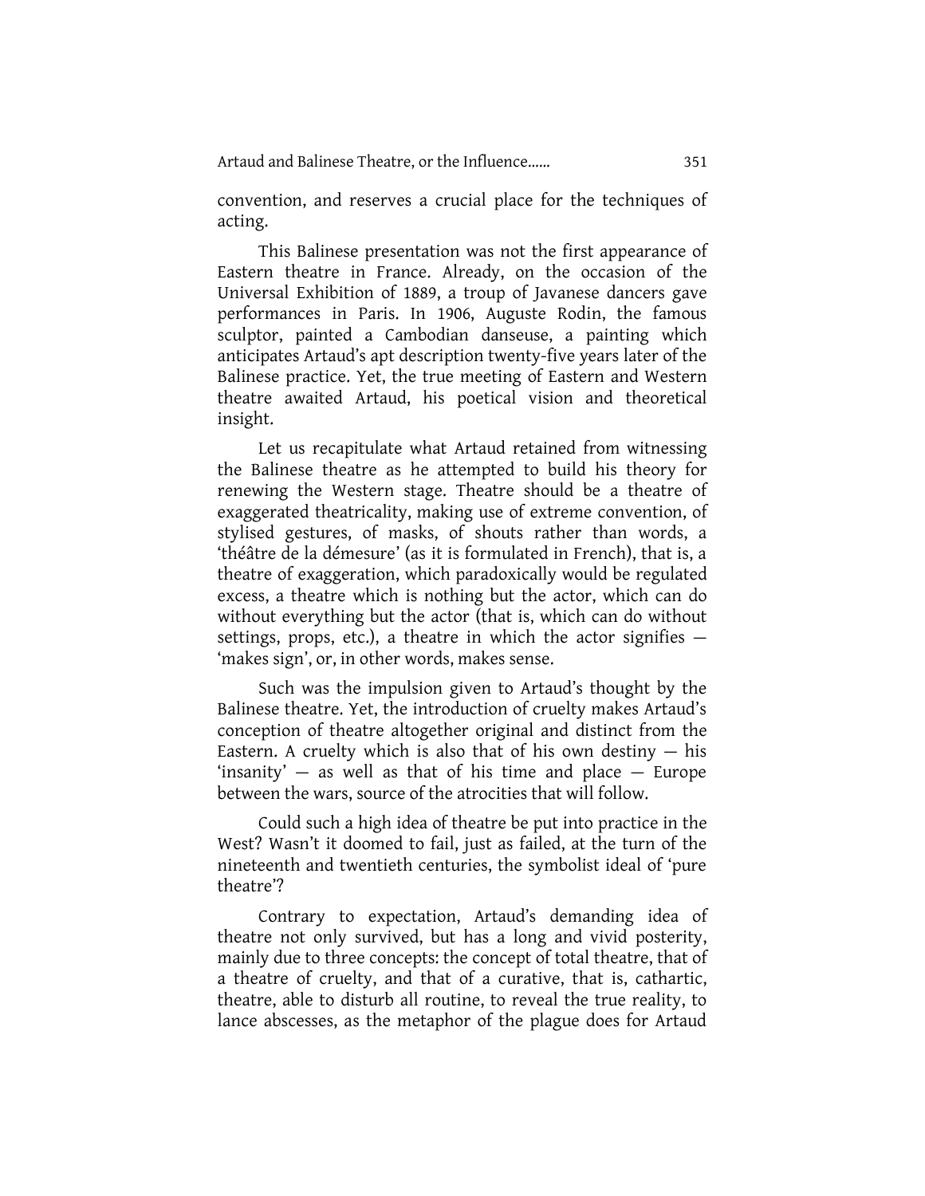convention, and reserves a crucial place for the techniques of acting.

This Balinese presentation was not the first appearance of Eastern theatre in France. Already, on the occasion of the Universal Exhibition of 1889, a troup of Javanese dancers gave performances in Paris. In 1906, Auguste Rodin, the famous sculptor, painted a Cambodian danseuse, a painting which anticipates Artaud's apt description twenty-five years later of the Balinese practice. Yet, the true meeting of Eastern and Western theatre awaited Artaud, his poetical vision and theoretical insight.

Let us recapitulate what Artaud retained from witnessing the Balinese theatre as he attempted to build his theory for renewing the Western stage. Theatre should be a theatre of exaggerated theatricality, making use of extreme convention, of stylised gestures, of masks, of shouts rather than words, a 'théâtre de la démesure' (as it is formulated in French), that is, a theatre of exaggeration, which paradoxically would be regulated excess, a theatre which is nothing but the actor, which can do without everything but the actor (that is, which can do without settings, props, etc.), a theatre in which the actor signifies — 'makes sign', or, in other words, makes sense.

Such was the impulsion given to Artaud's thought by the Balinese theatre. Yet, the introduction of cruelty makes Artaud's conception of theatre altogether original and distinct from the Eastern. A cruelty which is also that of his own destiny — his 'insanity' — as well as that of his time and place — Europe between the wars, source of the atrocities that will follow.

Could such a high idea of theatre be put into practice in the West? Wasn't it doomed to fail, just as failed, at the turn of the nineteenth and twentieth centuries, the symbolist ideal of 'pure theatre'?

Contrary to expectation, Artaud's demanding idea of theatre not only survived, but has a long and vivid posterity, mainly due to three concepts: the concept of total theatre, that of a theatre of cruelty, and that of a curative, that is, cathartic, theatre, able to disturb all routine, to reveal the true reality, to lance abscesses, as the metaphor of the plague does for Artaud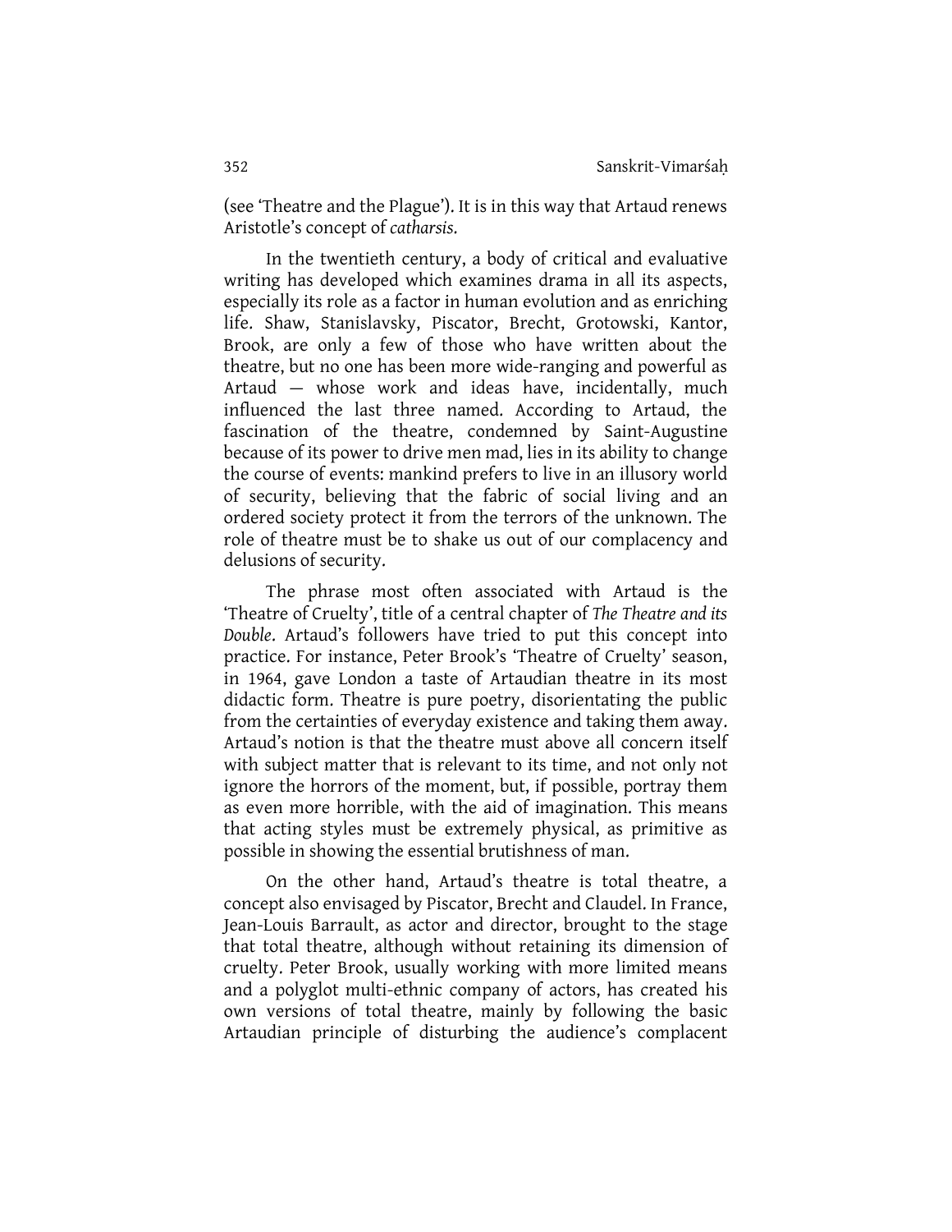(see 'Theatre and the Plague'). It is in this way that Artaud renews Aristotle's concept of *catharsis.*

In the twentieth century, a body of critical and evaluative writing has developed which examines drama in all its aspects, especially its role as a factor in human evolution and as enriching life. Shaw, Stanislavsky, Piscator, Brecht, Grotowski, Kantor, Brook, are only a few of those who have written about the theatre, but no one has been more wide-ranging and powerful as Artaud — whose work and ideas have, incidentally, much influenced the last three named. According to Artaud, the fascination of the theatre, condemned by Saint-Augustine because of its power to drive men mad, lies in its ability to change the course of events: mankind prefers to live in an illusory world of security, believing that the fabric of social living and an ordered society protect it from the terrors of the unknown. The role of theatre must be to shake us out of our complacency and delusions of security.

The phrase most often associated with Artaud is the 'Theatre of Cruelty', title of a central chapter of *The Theatre and its Double*. Artaud's followers have tried to put this concept into practice. For instance, Peter Brook's 'Theatre of Cruelty' season, in 1964, gave London a taste of Artaudian theatre in its most didactic form. Theatre is pure poetry, disorientating the public from the certainties of everyday existence and taking them away. Artaud's notion is that the theatre must above all concern itself with subject matter that is relevant to its time, and not only not ignore the horrors of the moment, but, if possible, portray them as even more horrible, with the aid of imagination. This means that acting styles must be extremely physical, as primitive as possible in showing the essential brutishness of man.

On the other hand, Artaud's theatre is total theatre, a concept also envisaged by Piscator, Brecht and Claudel. In France, Jean-Louis Barrault, as actor and director, brought to the stage that total theatre, although without retaining its dimension of cruelty. Peter Brook, usually working with more limited means and a polyglot multi-ethnic company of actors, has created his own versions of total theatre, mainly by following the basic Artaudian principle of disturbing the audience's complacent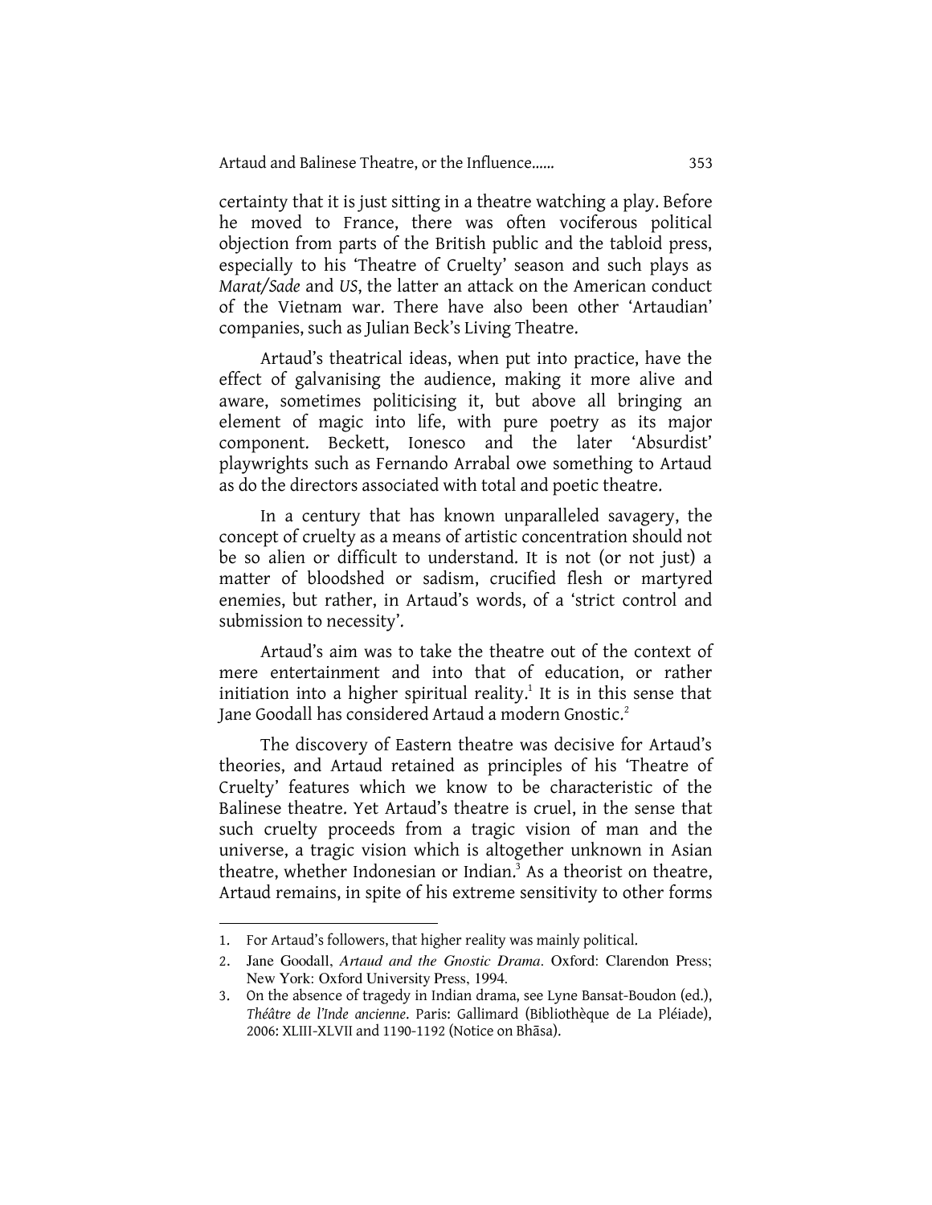certainty that it is just sitting in a theatre watching a play. Before he moved to France, there was often vociferous political objection from parts of the British public and the tabloid press, especially to his 'Theatre of Cruelty' season and such plays as *Marat/Sade* and *US*, the latter an attack on the American conduct of the Vietnam war. There have also been other 'Artaudian' companies, such as Julian Beck's Living Theatre.

Artaud's theatrical ideas, when put into practice, have the effect of galvanising the audience, making it more alive and aware, sometimes politicising it, but above all bringing an element of magic into life, with pure poetry as its major component. Beckett, Ionesco and the later 'Absurdist' playwrights such as Fernando Arrabal owe something to Artaud as do the directors associated with total and poetic theatre.

In a century that has known unparalleled savagery, the concept of cruelty as a means of artistic concentration should not be so alien or difficult to understand. It is not (or not just) a matter of bloodshed or sadism, crucified flesh or martyred enemies, but rather, in Artaud's words, of a 'strict control and submission to necessity'.

Artaud's aim was to take the theatre out of the context of mere entertainment and into that of education, or rather initiation into a higher spiritual reality.[1] It is in this sense that Jane Goodall has considered Artaud a modern Gnostic.[2]

The discovery of Eastern theatre was decisive for Artaud's theories, and Artaud retained as principles of his 'Theatre of Cruelty' features which we know to be characteristic of the Balinese theatre. Yet Artaud's theatre is cruel, in the sense that such cruelty proceeds from a tragic vision of man and the universe, a tragic vision which is altogether unknown in Asian theatre, whether Indonesian or Indian.[3] As a theorist on theatre, Artaud remains, in spite of his extreme sensitivity to other forms

---

1. For Artaud's followers, that higher reality was mainly political.
2. Jane Goodall, *Artaud and the Gnostic Drama*. Oxford: Clarendon Press; New York: Oxford University Press, 1994.
3. On the absence of tragedy in Indian drama, see Lyne Bansat-Boudon (ed.), *Théâtre de l'Inde ancienne*. Paris: Gallimard (Bibliothèque de La Pléiade), 2006: XLIII-XLVII and 1190-1192 (Notice on Bhāsa).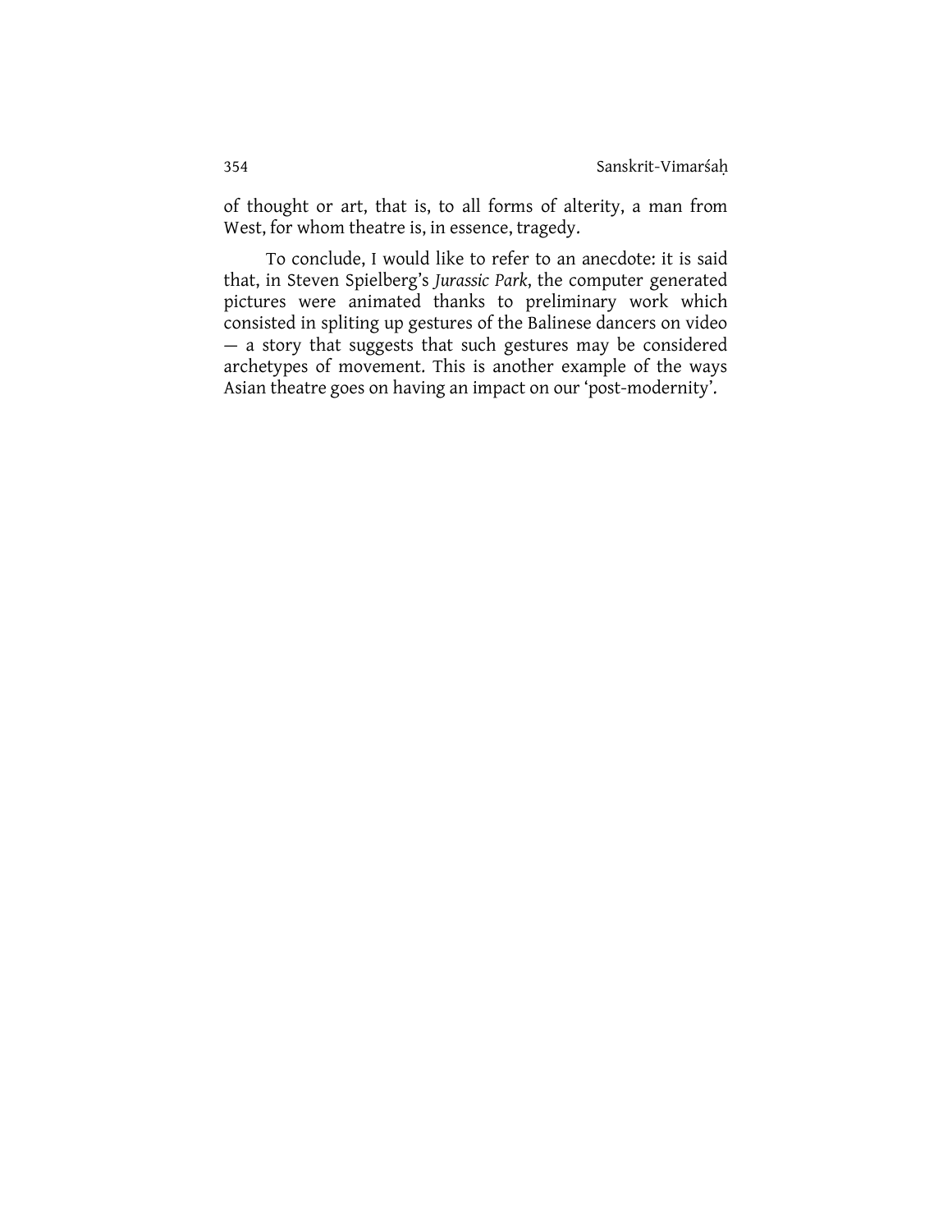of thought or art, that is, to all forms of alterity, a man from West, for whom theatre is, in essence, tragedy.

To conclude, I would like to refer to an anecdote: it is said that, in Steven Spielberg's *Jurassic Park*, the computer generated pictures were animated thanks to preliminary work which consisted in spliting up gestures of the Balinese dancers on video — a story that suggests that such gestures may be considered archetypes of movement. This is another example of the ways Asian theatre goes on having an impact on our 'post-modernity'.